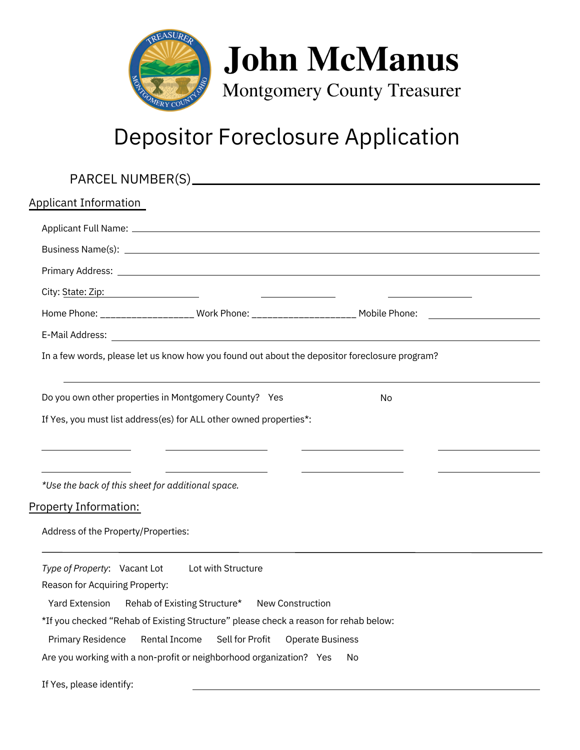# John McManus

Montgomery County Treasurer

## Depositor Foreclosure Application

PARCEL NUMBER(S) ____________________________________________

### Applicant Information

Applicant Full Name: ____________________________________________

Business Name(s): ____________________________________________

Primary Address: ____________________________________________

City: State: Zip: ________________ ________________ ________________

Home Phone: _________________ Work Phone: ___________________ Mobile Phone: ____________________

E-Mail Address: ____________________________________________

In a few words, please let us know how you found out about the depositor foreclosure program?

____________________________________________

Do you own other properties in Montgomery County? Yes No

If Yes, you must list address(es) for ALL other owned properties*:

________________ ________________ ________________ ________________

________________ ________________ ________________ ________________

*\*Use the back of this sheet for additional space.*

### Property Information:

Address of the Property/Properties:

____________________________________________

*Type of Property*: Vacant Lot Lot with Structure

Reason for Acquiring Property:

Yard Extension Rehab of Existing Structure* New Construction

*If you checked "Rehab of Existing Structure" please check a reason for rehab below:

Primary Residence Rental Income Sell for Profit Operate Business

Are you working with a non-profit or neighborhood organization? Yes No

If Yes, please identify: ____________________________________________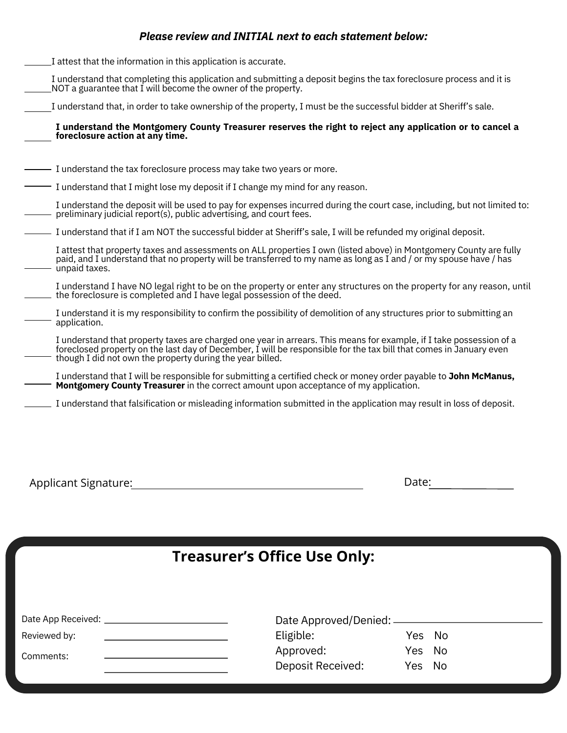***Please review and INITIAL next to each statement below:***

______ I attest that the information in this application is accurate.

______ I understand that completing this application and submitting a deposit begins the tax foreclosure process and it is NOT a guarantee that I will become the owner of the property.

______ I understand that, in order to take ownership of the property, I must be the successful bidder at Sheriff's sale.

______ **I understand the Montgomery County Treasurer reserves the right to reject any application or to cancel a foreclosure action at any time.**

______ I understand the tax foreclosure process may take two years or more.

______ I understand that I might lose my deposit if I change my mind for any reason.

______ I understand the deposit will be used to pay for expenses incurred during the court case, including, but not limited to: preliminary judicial report(s), public advertising, and court fees.

______ I understand that if I am NOT the successful bidder at Sheriff's sale, I will be refunded my original deposit.

______ I attest that property taxes and assessments on ALL properties I own (listed above) in Montgomery County are fully paid, and I understand that no property will be transferred to my name as long as I and / or my spouse have / has unpaid taxes.

______ I understand I have NO legal right to be on the property or enter any structures on the property for any reason, until the foreclosure is completed and I have legal possession of the deed.

______ I understand it is my responsibility to confirm the possibility of demolition of any structures prior to submitting an application.

______ I understand that property taxes are charged one year in arrears. This means for example, if I take possession of a foreclosed property on the last day of December, I will be responsible for the tax bill that comes in January even though I did not own the property during the year billed.

______ I understand that I will be responsible for submitting a certified check or money order payable to **John McManus, Montgomery County Treasurer** in the correct amount upon acceptance of my application.

______ I understand that falsification or misleading information submitted in the application may result in loss of deposit.

Applicant Signature: ______________________________ Date: ____________

## Treasurer's Office Use Only:

Date App Received: ____________________

Reviewed by: ____________________

Comments: ____________________

____________________

Date Approved/Denied: ____________________

Eligible: Yes No

Approved: Yes No

Deposit Received: Yes No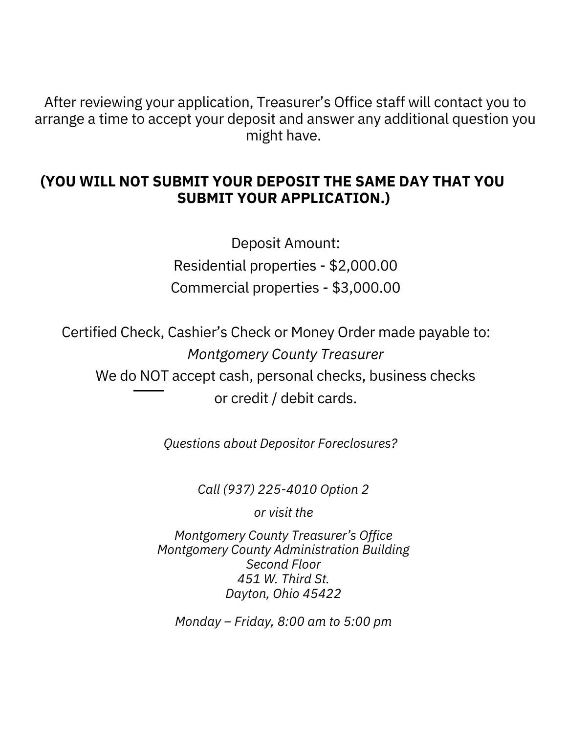After reviewing your application, Treasurer's Office staff will contact you to arrange a time to accept your deposit and answer any additional question you might have.

**(YOU WILL NOT SUBMIT YOUR DEPOSIT THE SAME DAY THAT YOU SUBMIT YOUR APPLICATION.)**

Deposit Amount:

Residential properties - $2,000.00

Commercial properties - $3,000.00

Certified Check, Cashier's Check or Money Order made payable to:

*Montgomery County Treasurer*

We do NOT accept cash, personal checks, business checks or credit / debit cards.

*Questions about Depositor Foreclosures?*

*Call (937) 225-4010 Option 2*

*or visit the*

*Montgomery County Treasurer's Office*
*Montgomery County Administration Building*
*Second Floor*
*451 W. Third St.*
*Dayton, Ohio 45422*

*Monday – Friday, 8:00 am to 5:00 pm*